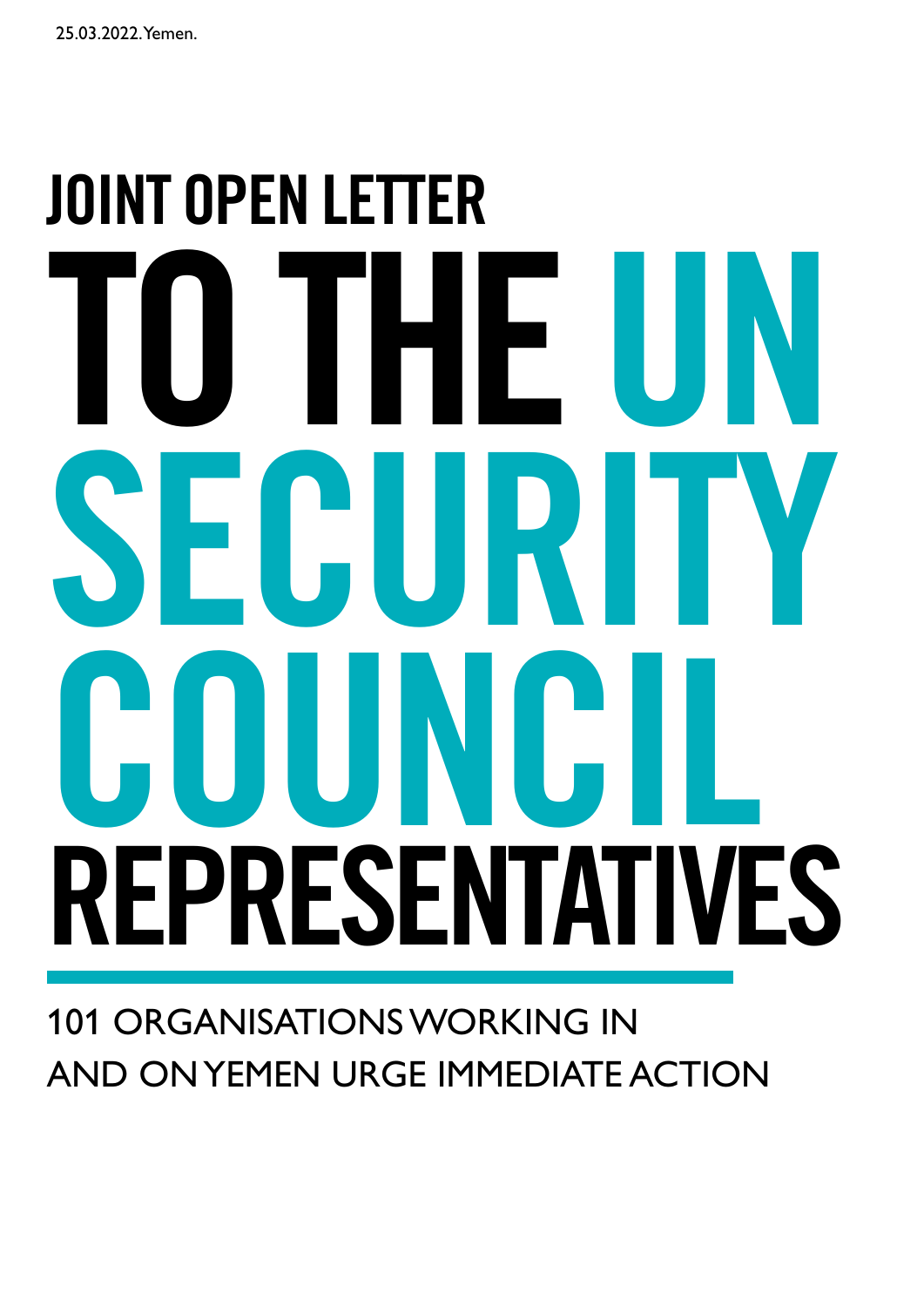25.03.2022. Yemen.

# JOINT OPEN LETTER TO THE UN SECURITY COUNCIL REPRESENTATIVES

101 ORGANISATIONS WORKING IN AND ON YEMEN URGE IMMEDIATE ACTION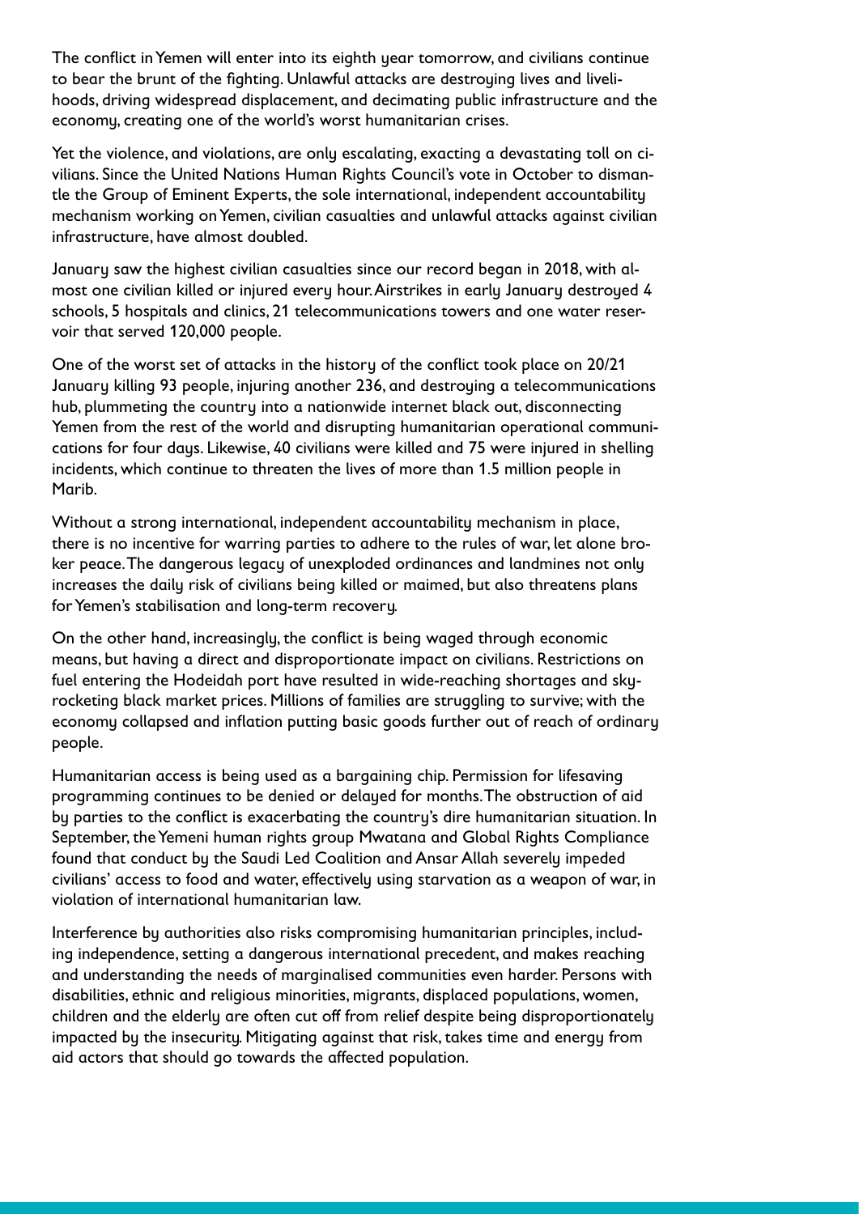The conflict in Yemen will enter into its eighth year tomorrow, and civilians continue to bear the brunt of the fighting. Unlawful attacks are destroying lives and livelihoods, driving widespread displacement, and decimating public infrastructure and the economy, creating one of the world's worst humanitarian crises.

Yet the violence, and violations, are only escalating, exacting a devastating toll on civilians. Since the United Nations Human Rights Council's vote in October to dismantle the Group of Eminent Experts, the sole international, independent accountability mechanism working on Yemen, civilian casualties and unlawful attacks against civilian infrastructure, have almost doubled.

January saw the highest civilian casualties since our record began in 2018, with almost one civilian killed or injured every hour. Airstrikes in early January destroyed 4 schools, 5 hospitals and clinics, 21 telecommunications towers and one water reservoir that served 120,000 people.

One of the worst set of attacks in the history of the conflict took place on 20/21 January killing 93 people, injuring another 236, and destroying a telecommunications hub, plummeting the country into a nationwide internet black out, disconnecting Yemen from the rest of the world and disrupting humanitarian operational communications for four days. Likewise, 40 civilians were killed and 75 were injured in shelling incidents, which continue to threaten the lives of more than 1.5 million people in Marib.

Without a strong international, independent accountability mechanism in place, there is no incentive for warring parties to adhere to the rules of war, let alone broker peace. The dangerous legacy of unexploded ordinances and landmines not only increases the daily risk of civilians being killed or maimed, but also threatens plans for Yemen's stabilisation and long-term recovery.

On the other hand, increasingly, the conflict is being waged through economic means, but having a direct and disproportionate impact on civilians. Restrictions on fuel entering the Hodeidah port have resulted in wide-reaching shortages and skyrocketing black market prices. Millions of families are struggling to survive; with the economy collapsed and inflation putting basic goods further out of reach of ordinary people.

Humanitarian access is being used as a bargaining chip. Permission for lifesaving programming continues to be denied or delayed for months. The obstruction of aid by parties to the conflict is exacerbating the country's dire humanitarian situation. In September, the Yemeni human rights group Mwatana and Global Rights Compliance found that conduct by the Saudi Led Coalition and Ansar Allah severely impeded civilians' access to food and water, effectively using starvation as a weapon of war, in violation of international humanitarian law.

Interference by authorities also risks compromising humanitarian principles, including independence, setting a dangerous international precedent, and makes reaching and understanding the needs of marginalised communities even harder. Persons with disabilities, ethnic and religious minorities, migrants, displaced populations, women, children and the elderly are often cut off from relief despite being disproportionately impacted by the insecurity. Mitigating against that risk, takes time and energy from aid actors that should go towards the affected population.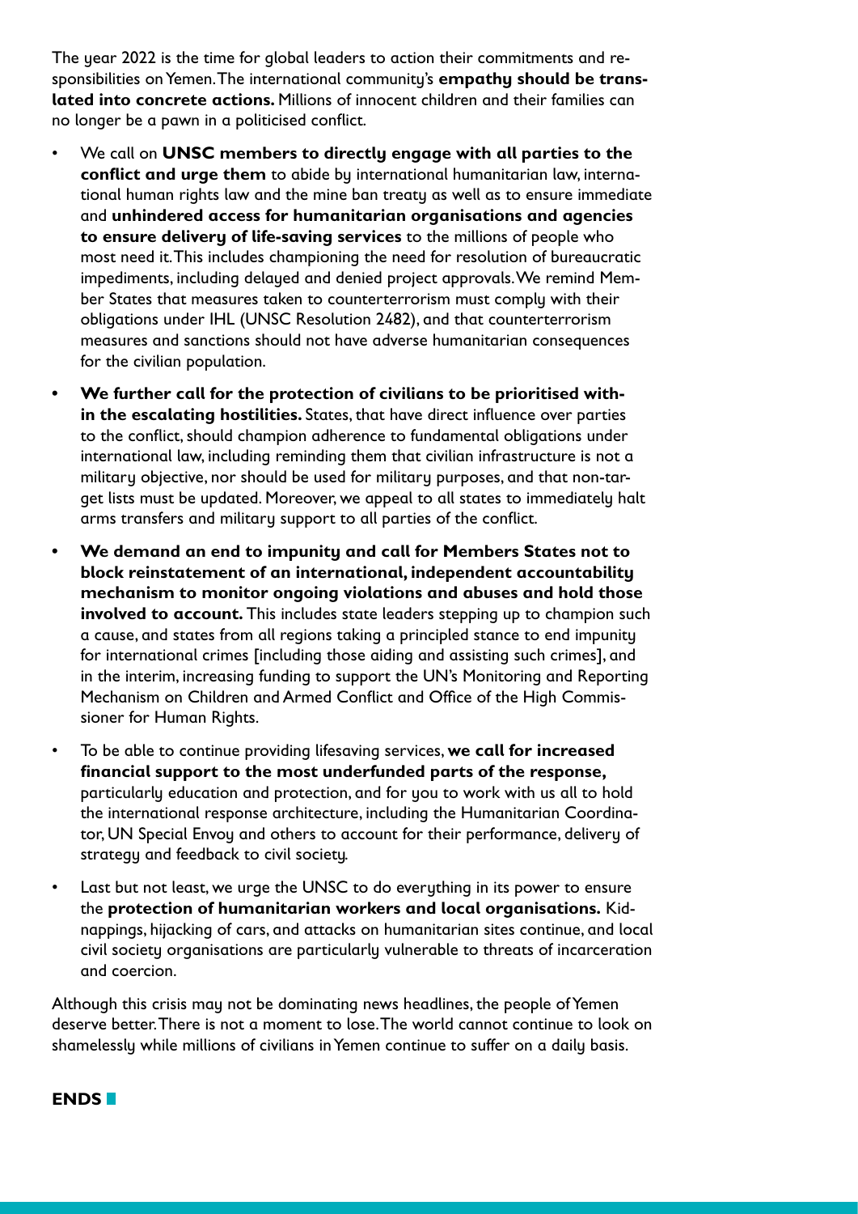The year 2022 is the time for global leaders to action their commitments and responsibilities on Yemen. The international community's **empathy should be translated into concrete actions.** Millions of innocent children and their families can no longer be a pawn in a politicised conflict.

- We call on **UNSC members to directly engage with all parties to the conflict and urge them** to abide by international humanitarian law, international human rights law and the mine ban treaty as well as to ensure immediate and **unhindered access for humanitarian organisations and agencies to ensure delivery of life-saving services** to the millions of people who most need it. This includes championing the need for resolution of bureaucratic impediments, including delayed and denied project approvals. We remind Member States that measures taken to counterterrorism must comply with their obligations under IHL (UNSC Resolution 2482), and that counterterrorism measures and sanctions should not have adverse humanitarian consequences for the civilian population.
- **We further call for the protection of civilians to be prioritised within the escalating hostilities.** States, that have direct influence over parties to the conflict, should champion adherence to fundamental obligations under international law, including reminding them that civilian infrastructure is not a military objective, nor should be used for military purposes, and that non-target lists must be updated. Moreover, we appeal to all states to immediately halt arms transfers and military support to all parties of the conflict.
- **We demand an end to impunity and call for Members States not to block reinstatement of an international, independent accountability mechanism to monitor ongoing violations and abuses and hold those involved to account.** This includes state leaders stepping up to champion such a cause, and states from all regions taking a principled stance to end impunity for international crimes [including those aiding and assisting such crimes], and in the interim, increasing funding to support the UN's Monitoring and Reporting Mechanism on Children and Armed Conflict and Office of the High Commissioner for Human Rights.
- To be able to continue providing lifesaving services, **we call for increased financial support to the most underfunded parts of the response,** particularly education and protection, and for you to work with us all to hold the international response architecture, including the Humanitarian Coordinator, UN Special Envoy and others to account for their performance, delivery of strategy and feedback to civil society.
- Last but not least, we urge the UNSC to do everything in its power to ensure the **protection of humanitarian workers and local organisations.** Kidnappings, hijacking of cars, and attacks on humanitarian sites continue, and local civil society organisations are particularly vulnerable to threats of incarceration and coercion.

Although this crisis may not be dominating news headlines, the people of Yemen deserve better. There is not a moment to lose. The world cannot continue to look on shamelessly while millions of civilians in Yemen continue to suffer on a daily basis.

**ENDS**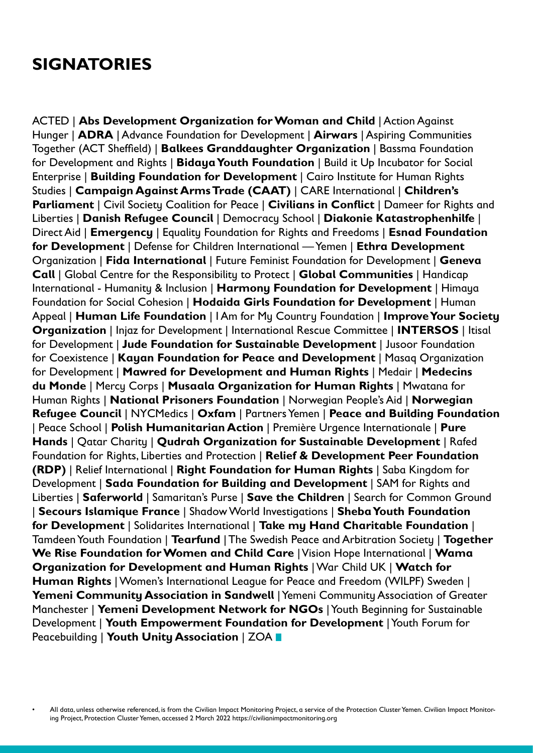# SIGNATORIES

ACTED | **Abs Development Organization for Woman and Child** | Action Against Hunger | **ADRA** | Advance Foundation for Development | **Airwars** | Aspiring Communities Together (ACT Sheffield) | **Balkees Granddaughter Organization** | Bassma Foundation for Development and Rights | **Bidaya Youth Foundation** | Build it Up Incubator for Social Enterprise | **Building Foundation for Development** | Cairo Institute for Human Rights Studies | **Campaign Against Arms Trade (CAAT)** | CARE International | **Children's Parliament** | Civil Society Coalition for Peace | **Civilians in Conflict** | Dameer for Rights and Liberties | **Danish Refugee Council** | Democracy School | **Diakonie Katastrophenhilfe** | Direct Aid | **Emergency** | Equality Foundation for Rights and Freedoms | **Esnad Foundation for Development** | Defense for Children International — Yemen | **Ethra Development** Organization | **Fida International** | Future Feminist Foundation for Development | **Geneva Call** | Global Centre for the Responsibility to Protect | **Global Communities** | Handicap International - Humanity & Inclusion | **Harmony Foundation for Development** | Himaya Foundation for Social Cohesion | **Hodaida Girls Foundation for Development** | Human Appeal | **Human Life Foundation** | I Am for My Country Foundation | **Improve Your Society Organization** | Injaz for Development | International Rescue Committee | **INTERSOS** | Itisal for Development | **Jude Foundation for Sustainable Development** | Jusoor Foundation for Coexistence | **Kayan Foundation for Peace and Development** | Masaq Organization for Development | **Mawred for Development and Human Rights** | Medair | **Medecins du Monde** | Mercy Corps | **Musaala Organization for Human Rights** | Mwatana for Human Rights | **National Prisoners Foundation** | Norwegian People's Aid | **Norwegian Refugee Council** | NYCMedics | **Oxfam** | Partners Yemen | **Peace and Building Foundation** | Peace School | **Polish Humanitarian Action** | Première Urgence Internationale | **Pure Hands** | Qatar Charity | **Qudrah Organization for Sustainable Development** | Rafed Foundation for Rights, Liberties and Protection | **Relief & Development Peer Foundation (RDP)** | Relief International | **Right Foundation for Human Rights** | Saba Kingdom for Development | **Sada Foundation for Building and Development** | SAM for Rights and Liberties | **Saferworld** | Samaritan's Purse | **Save the Children** | Search for Common Ground | **Secours Islamique France** | Shadow World Investigations | **Sheba Youth Foundation for Development** | Solidarites International | **Take my Hand Charitable Foundation** | Tamdeen Youth Foundation | **Tearfund** | The Swedish Peace and Arbitration Society | **Together We Rise Foundation for Women and Child Care** | Vision Hope International | **Wama Organization for Development and Human Rights** | War Child UK | **Watch for Human Rights** | Women's International League for Peace and Freedom (WILPF) Sweden | **Yemeni Community Association in Sandwell** | Yemeni Community Association of Greater Manchester | **Yemeni Development Network for NGOs** | Youth Beginning for Sustainable Development | **Youth Empowerment Foundation for Development** | Youth Forum for Peacebuilding | **Youth Unity Association** | ZOA

- All data, unless otherwise referenced, is from the Civilian Impact Monitoring Project, a service of the Protection Cluster Yemen. Civilian Impact Monitoring Project, Protection Cluster Yemen, accessed 2 March 2022 https://civilianimpactmonitoring.org